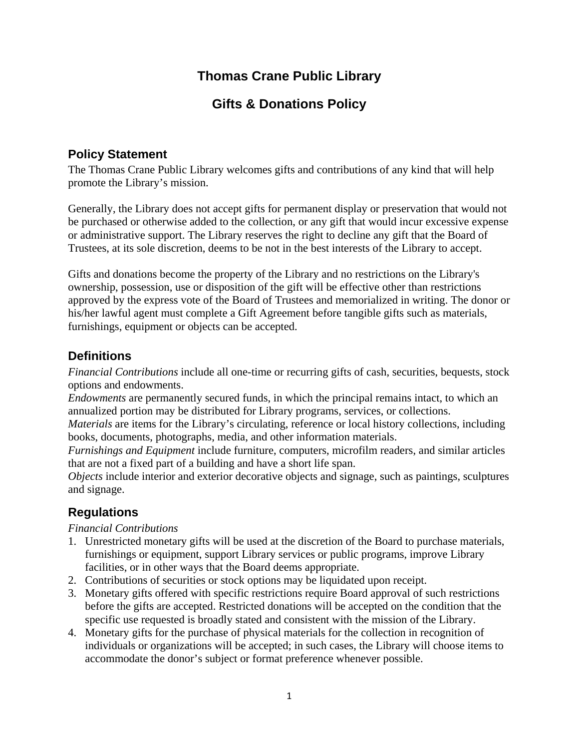# Thomas Crane Public Library

# Gifts & Donations Policy

## Policy Statement

The Thomas Crane Public Library welcomes gifts and contributions of any kind that will help promote the Library's mission.

Generally, the Library does not accept gifts for permanent display or preservation that would not be purchased or otherwise added to the collection, or any gift that would incur excessive expense or administrative support. The Library reserves the right to decline any gift that the Board of Trustees, at its sole discretion, deems to be not in the best interests of the Library to accept.

Gifts and donations become the property of the Library and no restrictions on the Library's ownership, possession, use or disposition of the gift will be effective other than restrictions approved by the express vote of the Board of Trustees and memorialized in writing. The donor or his/her lawful agent must complete a Gift Agreement before tangible gifts such as materials, furnishings, equipment or objects can be accepted.

## Definitions

*Financial Contributions* include all one-time or recurring gifts of cash, securities, bequests, stock options and endowments.
*Endowments* are permanently secured funds, in which the principal remains intact, to which an annualized portion may be distributed for Library programs, services, or collections.
*Materials* are items for the Library's circulating, reference or local history collections, including books, documents, photographs, media, and other information materials.
*Furnishings and Equipment* include furniture, computers, microfilm readers, and similar articles that are not a fixed part of a building and have a short life span.
*Objects* include interior and exterior decorative objects and signage, such as paintings, sculptures and signage.

## Regulations

*Financial Contributions*

1. Unrestricted monetary gifts will be used at the discretion of the Board to purchase materials, furnishings or equipment, support Library services or public programs, improve Library facilities, or in other ways that the Board deems appropriate.
2. Contributions of securities or stock options may be liquidated upon receipt.
3. Monetary gifts offered with specific restrictions require Board approval of such restrictions before the gifts are accepted. Restricted donations will be accepted on the condition that the specific use requested is broadly stated and consistent with the mission of the Library.
4. Monetary gifts for the purchase of physical materials for the collection in recognition of individuals or organizations will be accepted; in such cases, the Library will choose items to accommodate the donor's subject or format preference whenever possible.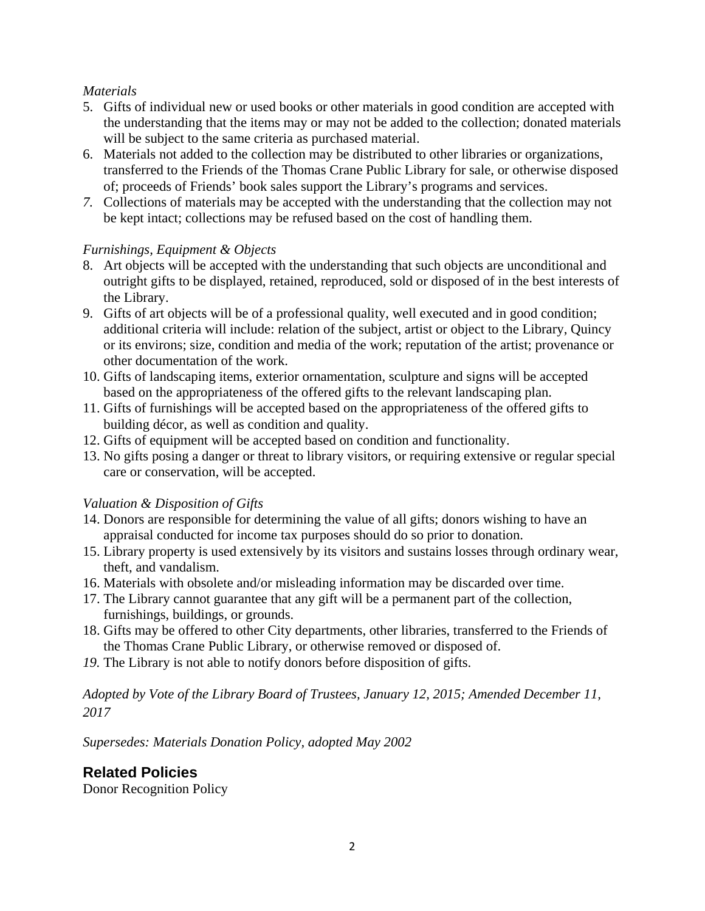*Materials*

5. Gifts of individual new or used books or other materials in good condition are accepted with the understanding that the items may or may not be added to the collection; donated materials will be subject to the same criteria as purchased material.
6. Materials not added to the collection may be distributed to other libraries or organizations, transferred to the Friends of the Thomas Crane Public Library for sale, or otherwise disposed of; proceeds of Friends' book sales support the Library's programs and services.
7. Collections of materials may be accepted with the understanding that the collection may not be kept intact; collections may be refused based on the cost of handling them.

*Furnishings, Equipment & Objects*

8. Art objects will be accepted with the understanding that such objects are unconditional and outright gifts to be displayed, retained, reproduced, sold or disposed of in the best interests of the Library.
9. Gifts of art objects will be of a professional quality, well executed and in good condition; additional criteria will include: relation of the subject, artist or object to the Library, Quincy or its environs; size, condition and media of the work; reputation of the artist; provenance or other documentation of the work.
10. Gifts of landscaping items, exterior ornamentation, sculpture and signs will be accepted based on the appropriateness of the offered gifts to the relevant landscaping plan.
11. Gifts of furnishings will be accepted based on the appropriateness of the offered gifts to building décor, as well as condition and quality.
12. Gifts of equipment will be accepted based on condition and functionality.
13. No gifts posing a danger or threat to library visitors, or requiring extensive or regular special care or conservation, will be accepted.

*Valuation & Disposition of Gifts*

14. Donors are responsible for determining the value of all gifts; donors wishing to have an appraisal conducted for income tax purposes should do so prior to donation.
15. Library property is used extensively by its visitors and sustains losses through ordinary wear, theft, and vandalism.
16. Materials with obsolete and/or misleading information may be discarded over time.
17. The Library cannot guarantee that any gift will be a permanent part of the collection, furnishings, buildings, or grounds.
18. Gifts may be offered to other City departments, other libraries, transferred to the Friends of the Thomas Crane Public Library, or otherwise removed or disposed of.
19. The Library is not able to notify donors before disposition of gifts.

*Adopted by Vote of the Library Board of Trustees, January 12, 2015; Amended December 11, 2017*

*Supersedes: Materials Donation Policy, adopted May 2002*

## Related Policies

Donor Recognition Policy